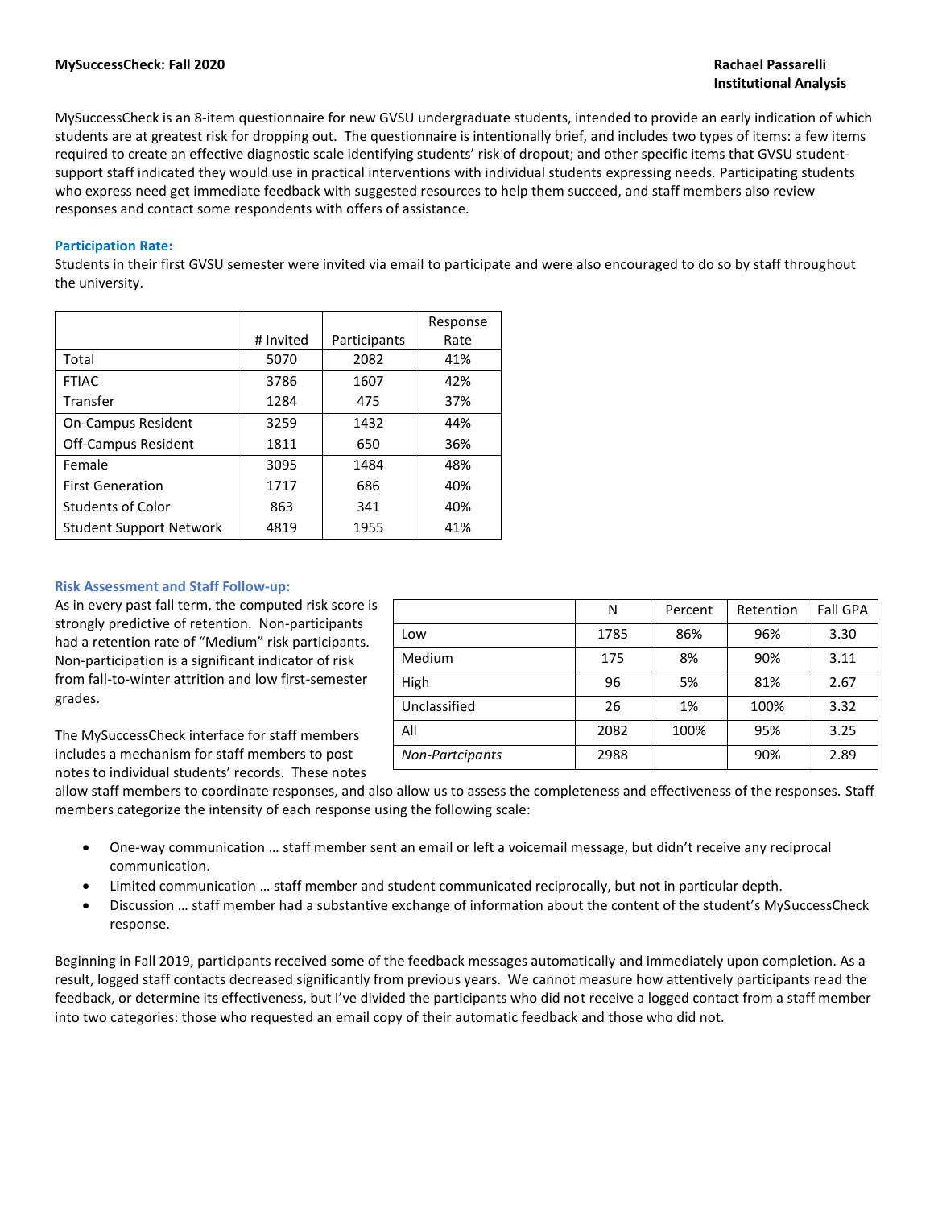**MySuccessCheck: Fall 2020**

**Rachael Passarelli**
**Institutional Analysis**

MySuccessCheck is an 8-item questionnaire for new GVSU undergraduate students, intended to provide an early indication of which students are at greatest risk for dropping out. The questionnaire is intentionally brief, and includes two types of items: a few items required to create an effective diagnostic scale identifying students' risk of dropout; and other specific items that GVSU student-support staff indicated they would use in practical interventions with individual students expressing needs. Participating students who express need get immediate feedback with suggested resources to help them succeed, and staff members also review responses and contact some respondents with offers of assistance.

### Participation Rate:

Students in their first GVSU semester were invited via email to participate and were also encouraged to do so by staff throughout the university.

| | # Invited | Participants | Response Rate |
|---|---|---|---|
| Total | 5070 | 2082 | 41% |
| FTIAC | 3786 | 1607 | 42% |
| Transfer | 1284 | 475 | 37% |
| On-Campus Resident | 3259 | 1432 | 44% |
| Off-Campus Resident | 1811 | 650 | 36% |
| Female | 3095 | 1484 | 48% |
| First Generation | 1717 | 686 | 40% |
| Students of Color | 863 | 341 | 40% |
| Student Support Network | 4819 | 1955 | 41% |

### Risk Assessment and Staff Follow-up:

As in every past fall term, the computed risk score is strongly predictive of retention. Non-participants had a retention rate of "Medium" risk participants. Non-participation is a significant indicator of risk from fall-to-winter attrition and low first-semester grades.

| | N | Percent | Retention | Fall GPA |
|---|---|---|---|---|
| Low | 1785 | 86% | 96% | 3.30 |
| Medium | 175 | 8% | 90% | 3.11 |
| High | 96 | 5% | 81% | 2.67 |
| Unclassified | 26 | 1% | 100% | 3.32 |
| All | 2082 | 100% | 95% | 3.25 |
| *Non-Partcipants* | 2988 | | 90% | 2.89 |

The MySuccessCheck interface for staff members includes a mechanism for staff members to post notes to individual students' records. These notes allow staff members to coordinate responses, and also allow us to assess the completeness and effectiveness of the responses. Staff members categorize the intensity of each response using the following scale:

- One-way communication … staff member sent an email or left a voicemail message, but didn't receive any reciprocal communication.
- Limited communication … staff member and student communicated reciprocally, but not in particular depth.
- Discussion … staff member had a substantive exchange of information about the content of the student's MySuccessCheck response.

Beginning in Fall 2019, participants received some of the feedback messages automatically and immediately upon completion. As a result, logged staff contacts decreased significantly from previous years. We cannot measure how attentively participants read the feedback, or determine its effectiveness, but I've divided the participants who did not receive a logged contact from a staff member into two categories: those who requested an email copy of their automatic feedback and those who did not.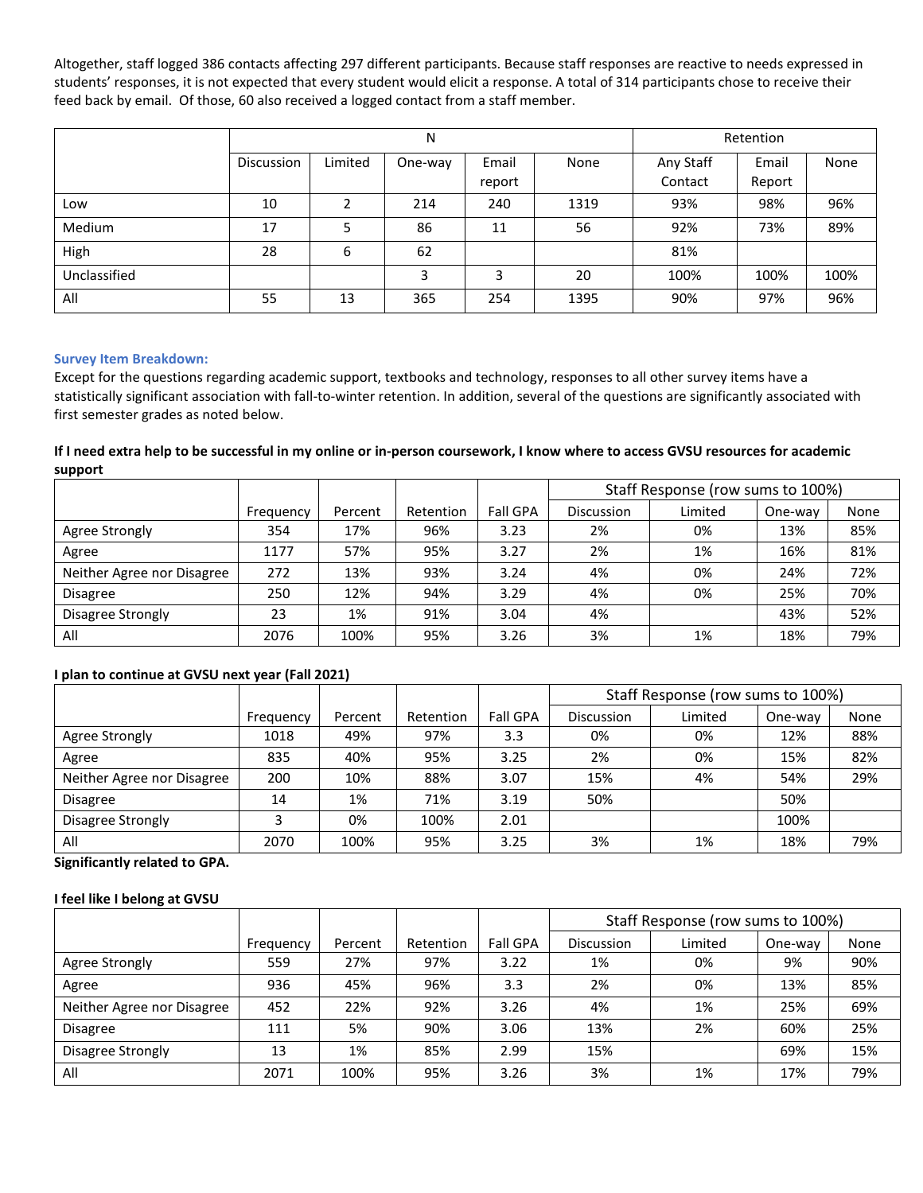Altogether, staff logged 386 contacts affecting 297 different participants. Because staff responses are reactive to needs expressed in students' responses, it is not expected that every student would elicit a response. A total of 314 participants chose to receive their feed back by email. Of those, 60 also received a logged contact from a staff member.

| | N | | | | | Retention | | |
|---|---|---|---|---|---|---|---|---|
| | Discussion | Limited | One-way | Email report | None | Any Staff Contact | Email Report | None |
| Low | 10 | 2 | 214 | 240 | 1319 | 93% | 98% | 96% |
| Medium | 17 | 5 | 86 | 11 | 56 | 92% | 73% | 89% |
| High | 28 | 6 | 62 | | | 81% | | |
| Unclassified | | | 3 | 3 | 20 | 100% | 100% | 100% |
| All | 55 | 13 | 365 | 254 | 1395 | 90% | 97% | 96% |

### Survey Item Breakdown:

Except for the questions regarding academic support, textbooks and technology, responses to all other survey items have a statistically significant association with fall-to-winter retention. In addition, several of the questions are significantly associated with first semester grades as noted below.

**If I need extra help to be successful in my online or in-person coursework, I know where to access GVSU resources for academic support**

| | | | | | Staff Response (row sums to 100%) | | | |
|---|---|---|---|---|---|---|---|---|
| | Frequency | Percent | Retention | Fall GPA | Discussion | Limited | One-way | None |
| Agree Strongly | 354 | 17% | 96% | 3.23 | 2% | 0% | 13% | 85% |
| Agree | 1177 | 57% | 95% | 3.27 | 2% | 1% | 16% | 81% |
| Neither Agree nor Disagree | 272 | 13% | 93% | 3.24 | 4% | 0% | 24% | 72% |
| Disagree | 250 | 12% | 94% | 3.29 | 4% | 0% | 25% | 70% |
| Disagree Strongly | 23 | 1% | 91% | 3.04 | 4% | | 43% | 52% |
| All | 2076 | 100% | 95% | 3.26 | 3% | 1% | 18% | 79% |

**I plan to continue at GVSU next year (Fall 2021)**

| | | | | | Staff Response (row sums to 100%) | | | |
|---|---|---|---|---|---|---|---|---|
| | Frequency | Percent | Retention | Fall GPA | Discussion | Limited | One-way | None |
| Agree Strongly | 1018 | 49% | 97% | 3.3 | 0% | 0% | 12% | 88% |
| Agree | 835 | 40% | 95% | 3.25 | 2% | 0% | 15% | 82% |
| Neither Agree nor Disagree | 200 | 10% | 88% | 3.07 | 15% | 4% | 54% | 29% |
| Disagree | 14 | 1% | 71% | 3.19 | 50% | | 50% | |
| Disagree Strongly | 3 | 0% | 100% | 2.01 | | | 100% | |
| All | 2070 | 100% | 95% | 3.25 | 3% | 1% | 18% | 79% |

**Significantly related to GPA.**

**I feel like I belong at GVSU**

| | | | | | Staff Response (row sums to 100%) | | | |
|---|---|---|---|---|---|---|---|---|
| | Frequency | Percent | Retention | Fall GPA | Discussion | Limited | One-way | None |
| Agree Strongly | 559 | 27% | 97% | 3.22 | 1% | 0% | 9% | 90% |
| Agree | 936 | 45% | 96% | 3.3 | 2% | 0% | 13% | 85% |
| Neither Agree nor Disagree | 452 | 22% | 92% | 3.26 | 4% | 1% | 25% | 69% |
| Disagree | 111 | 5% | 90% | 3.06 | 13% | 2% | 60% | 25% |
| Disagree Strongly | 13 | 1% | 85% | 2.99 | 15% | | 69% | 15% |
| All | 2071 | 100% | 95% | 3.26 | 3% | 1% | 17% | 79% |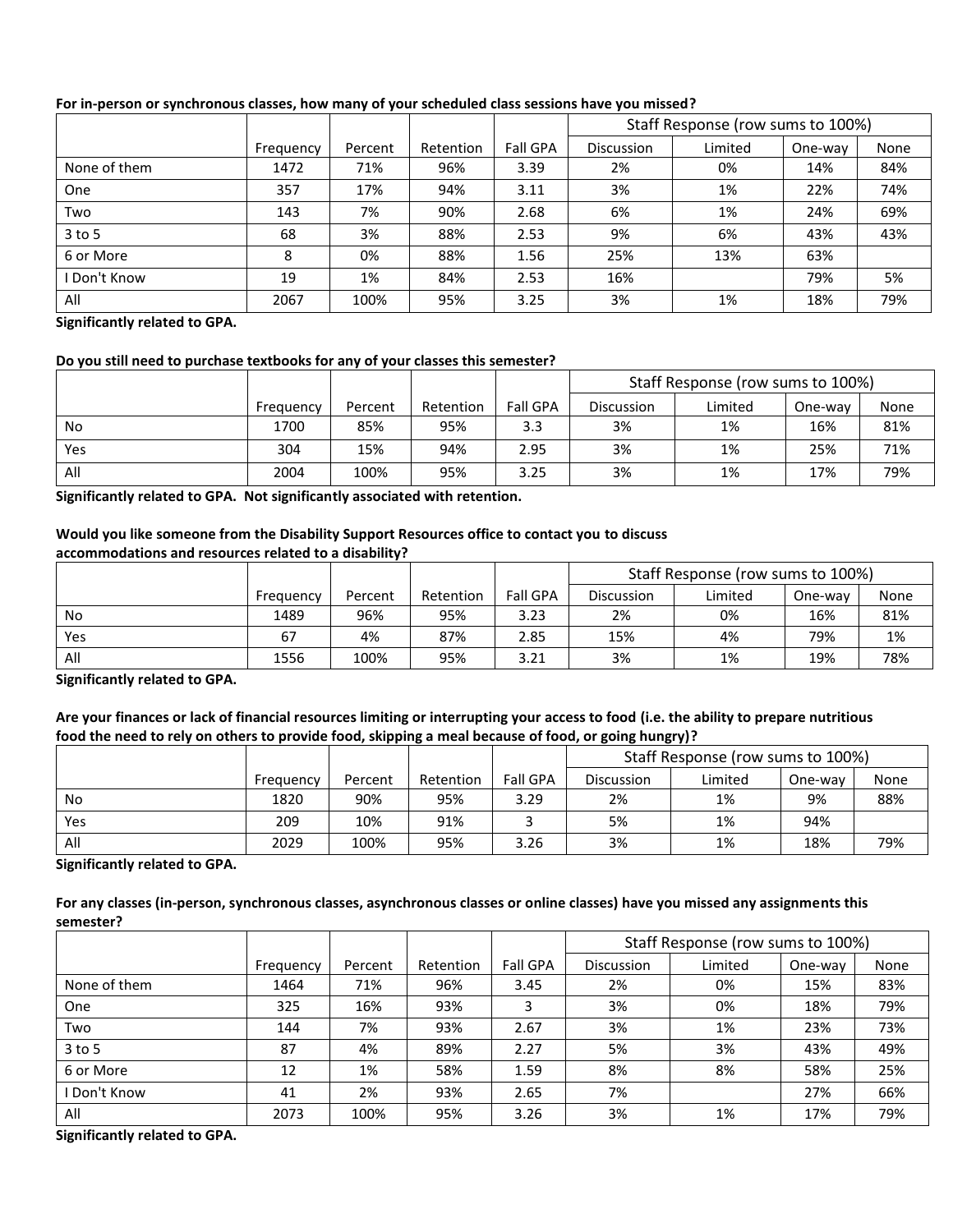**For in-person or synchronous classes, how many of your scheduled class sessions have you missed?**

| | Frequency | Percent | Retention | Fall GPA | Staff Response (row sums to 100%) | | | |
|---|---|---|---|---|---|---|---|---|
| | | | | | Discussion | Limited | One-way | None |
| None of them | 1472 | 71% | 96% | 3.39 | 2% | 0% | 14% | 84% |
| One | 357 | 17% | 94% | 3.11 | 3% | 1% | 22% | 74% |
| Two | 143 | 7% | 90% | 2.68 | 6% | 1% | 24% | 69% |
| 3 to 5 | 68 | 3% | 88% | 2.53 | 9% | 6% | 43% | 43% |
| 6 or More | 8 | 0% | 88% | 1.56 | 25% | 13% | 63% | |
| I Don't Know | 19 | 1% | 84% | 2.53 | 16% | | 79% | 5% |
| All | 2067 | 100% | 95% | 3.25 | 3% | 1% | 18% | 79% |

**Significantly related to GPA.**

**Do you still need to purchase textbooks for any of your classes this semester?**

| | Frequency | Percent | Retention | Fall GPA | Staff Response (row sums to 100%) | | | |
|---|---|---|---|---|---|---|---|---|
| | | | | | Discussion | Limited | One-way | None |
| No | 1700 | 85% | 95% | 3.3 | 3% | 1% | 16% | 81% |
| Yes | 304 | 15% | 94% | 2.95 | 3% | 1% | 25% | 71% |
| All | 2004 | 100% | 95% | 3.25 | 3% | 1% | 17% | 79% |

**Significantly related to GPA. Not significantly associated with retention.**

**Would you like someone from the Disability Support Resources office to contact you to discuss accommodations and resources related to a disability?**

| | Frequency | Percent | Retention | Fall GPA | Staff Response (row sums to 100%) | | | |
|---|---|---|---|---|---|---|---|---|
| | | | | | Discussion | Limited | One-way | None |
| No | 1489 | 96% | 95% | 3.23 | 2% | 0% | 16% | 81% |
| Yes | 67 | 4% | 87% | 2.85 | 15% | 4% | 79% | 1% |
| All | 1556 | 100% | 95% | 3.21 | 3% | 1% | 19% | 78% |

**Significantly related to GPA.**

**Are your finances or lack of financial resources limiting or interrupting your access to food (i.e. the ability to prepare nutritious food the need to rely on others to provide food, skipping a meal because of food, or going hungry)?**

| | Frequency | Percent | Retention | Fall GPA | Staff Response (row sums to 100%) | | | |
|---|---|---|---|---|---|---|---|---|
| | | | | | Discussion | Limited | One-way | None |
| No | 1820 | 90% | 95% | 3.29 | 2% | 1% | 9% | 88% |
| Yes | 209 | 10% | 91% | 3 | 5% | 1% | 94% | |
| All | 2029 | 100% | 95% | 3.26 | 3% | 1% | 18% | 79% |

**Significantly related to GPA.**

**For any classes (in-person, synchronous classes, asynchronous classes or online classes) have you missed any assignments this semester?**

| | Frequency | Percent | Retention | Fall GPA | Staff Response (row sums to 100%) | | | |
|---|---|---|---|---|---|---|---|---|
| | | | | | Discussion | Limited | One-way | None |
| None of them | 1464 | 71% | 96% | 3.45 | 2% | 0% | 15% | 83% |
| One | 325 | 16% | 93% | 3 | 3% | 0% | 18% | 79% |
| Two | 144 | 7% | 93% | 2.67 | 3% | 1% | 23% | 73% |
| 3 to 5 | 87 | 4% | 89% | 2.27 | 5% | 3% | 43% | 49% |
| 6 or More | 12 | 1% | 58% | 1.59 | 8% | 8% | 58% | 25% |
| I Don't Know | 41 | 2% | 93% | 2.65 | 7% | | 27% | 66% |
| All | 2073 | 100% | 95% | 3.26 | 3% | 1% | 17% | 79% |

**Significantly related to GPA.**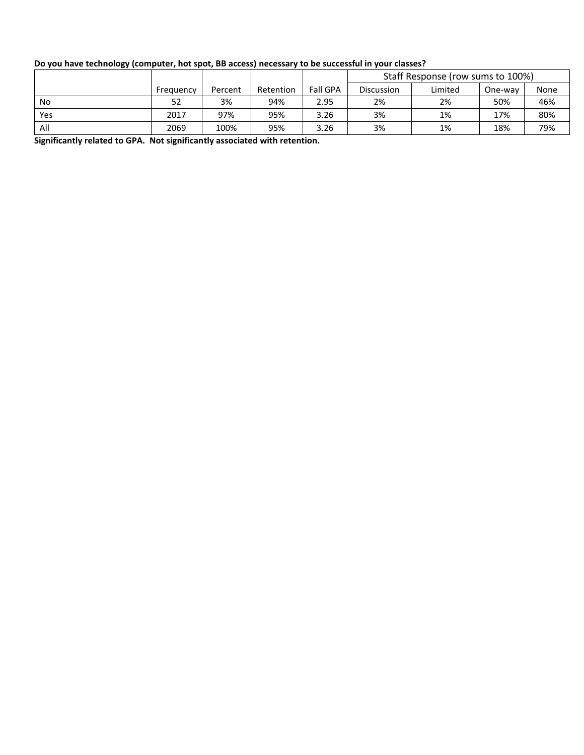**Do you have technology (computer, hot spot, BB access) necessary to be successful in your classes?**

| | | | | | Staff Response (row sums to 100%) | | | |
|---|---|---|---|---|---|---|---|---|
| | Frequency | Percent | Retention | Fall GPA | Discussion | Limited | One-way | None |
| No | 52 | 3% | 94% | 2.95 | 2% | 2% | 50% | 46% |
| Yes | 2017 | 97% | 95% | 3.26 | 3% | 1% | 17% | 80% |
| All | 2069 | 100% | 95% | 3.26 | 3% | 1% | 18% | 79% |

**Significantly related to GPA. Not significantly associated with retention.**